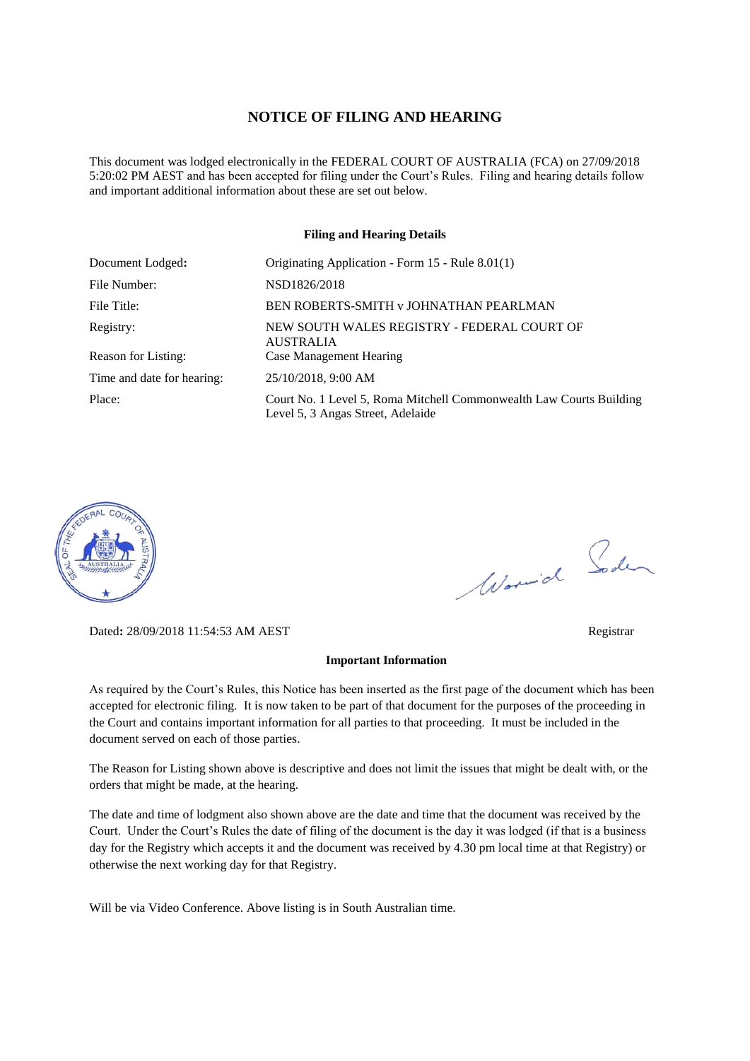# NOTICE OF FILING AND HEARING

This document was lodged electronically in the FEDERAL COURT OF AUSTRALIA (FCA) on 27/09/2018 5:20:02 PM AEST and has been accepted for filing under the Court's Rules. Filing and hearing details follow and important additional information about these are set out below.

**Filing and Hearing Details**

| | |
|---|---|
| Document Lodged: | Originating Application - Form 15 - Rule 8.01(1) |
| File Number: | NSD1826/2018 |
| File Title: | BEN ROBERTS-SMITH v JOHNATHAN PEARLMAN |
| Registry: | NEW SOUTH WALES REGISTRY - FEDERAL COURT OF AUSTRALIA |
| Reason for Listing: | Case Management Hearing |
| Time and date for hearing: | 25/10/2018, 9:00 AM |
| Place: | Court No. 1 Level 5, Roma Mitchell Commonwealth Law Courts Building Level 5, 3 Angas Street, Adelaide |

Dated: 28/09/2018 11:54:53 AM AEST

Registrar

**Important Information**

As required by the Court's Rules, this Notice has been inserted as the first page of the document which has been accepted for electronic filing. It is now taken to be part of that document for the purposes of the proceeding in the Court and contains important information for all parties to that proceeding. It must be included in the document served on each of those parties.

The Reason for Listing shown above is descriptive and does not limit the issues that might be dealt with, or the orders that might be made, at the hearing.

The date and time of lodgment also shown above are the date and time that the document was received by the Court. Under the Court's Rules the date of filing of the document is the day it was lodged (if that is a business day for the Registry which accepts it and the document was received by 4.30 pm local time at that Registry) or otherwise the next working day for that Registry.

Will be via Video Conference. Above listing is in South Australian time.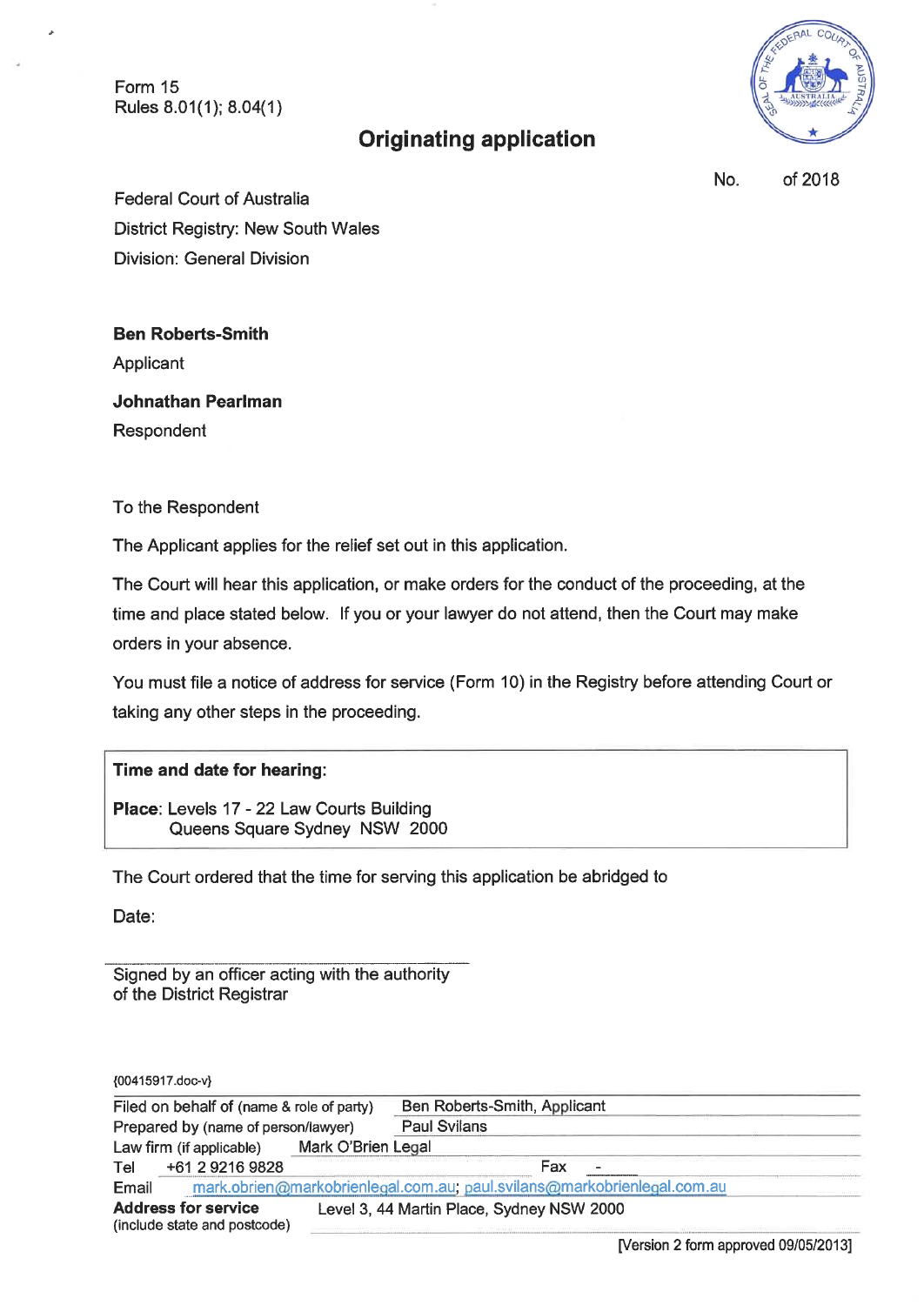Form 15
Rules 8.01(1); 8.04(1)

# Originating application

No. of 2018

Federal Court of Australia
District Registry: New South Wales
Division: General Division

**Ben Roberts-Smith**
Applicant

**Johnathan Pearlman**
Respondent

To the Respondent

The Applicant applies for the relief set out in this application.

The Court will hear this application, or make orders for the conduct of the proceeding, at the time and place stated below. If you or your lawyer do not attend, then the Court may make orders in your absence.

You must file a notice of address for service (Form 10) in the Registry before attending Court or taking any other steps in the proceeding.

**Time and date for hearing:**

**Place**: Levels 17 - 22 Law Courts Building
Queens Square Sydney NSW 2000

The Court ordered that the time for serving this application be abridged to

Date:

Signed by an officer acting with the authority of the District Registrar

{00415917.doc-v}

| | |
|---|---|
| Filed on behalf of (name & role of party) | Ben Roberts-Smith, Applicant |
| Prepared by (name of person/lawyer) | Paul Svilans |
| Law firm (if applicable) | Mark O'Brien Legal |
| Tel | +61 2 9216 9828 Fax - |
| Email | mark.obrien@markobrienlegal.com.au; paul.svilans@markobrienlegal.com.au |
| **Address for service** (include state and postcode) | Level 3, 44 Martin Place, Sydney NSW 2000 |

[Version 2 form approved 09/05/2013]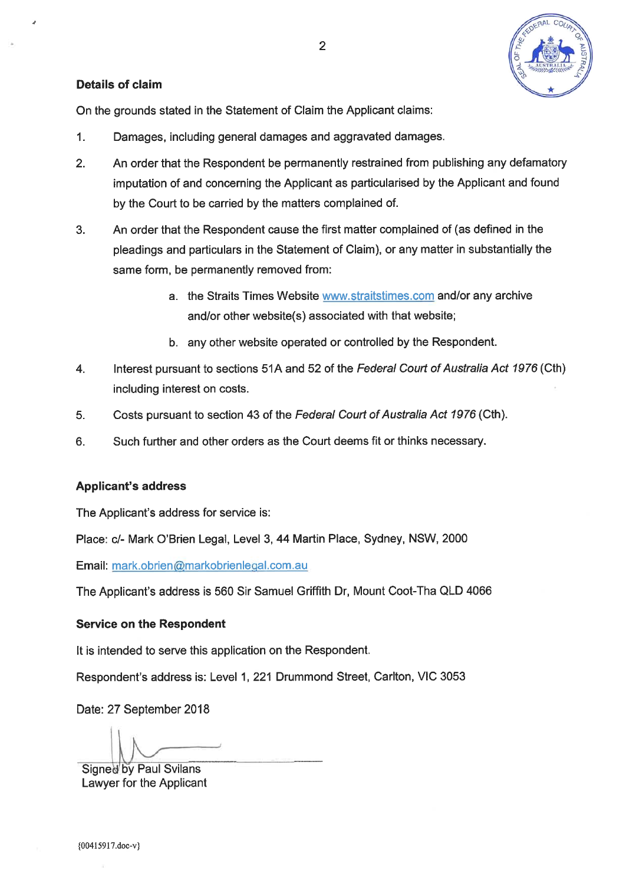**Details of claim**

On the grounds stated in the Statement of Claim the Applicant claims:

1. Damages, including general damages and aggravated damages.

2. An order that the Respondent be permanently restrained from publishing any defamatory imputation of and concerning the Applicant as particularised by the Applicant and found by the Court to be carried by the matters complained of.

3. An order that the Respondent cause the first matter complained of (as defined in the pleadings and particulars in the Statement of Claim), or any matter in substantially the same form, be permanently removed from:

    a. the Straits Times Website www.straitstimes.com and/or any archive and/or other website(s) associated with that website;

    b. any other website operated or controlled by the Respondent.

4. Interest pursuant to sections 51A and 52 of the *Federal Court of Australia Act 1976* (Cth) including interest on costs.

5. Costs pursuant to section 43 of the *Federal Court of Australia Act 1976* (Cth).

6. Such further and other orders as the Court deems fit or thinks necessary.

**Applicant's address**

The Applicant's address for service is:

Place: c/- Mark O'Brien Legal, Level 3, 44 Martin Place, Sydney, NSW, 2000

Email: mark.obrien@markobrienlegal.com.au

The Applicant's address is 560 Sir Samuel Griffith Dr, Mount Coot-Tha QLD 4066

**Service on the Respondent**

It is intended to serve this application on the Respondent.

Respondent's address is: Level 1, 221 Drummond Street, Carlton, VIC 3053

Date: 27 September 2018

Signed by Paul Svilans
Lawyer for the Applicant

{00415917.doc-v}